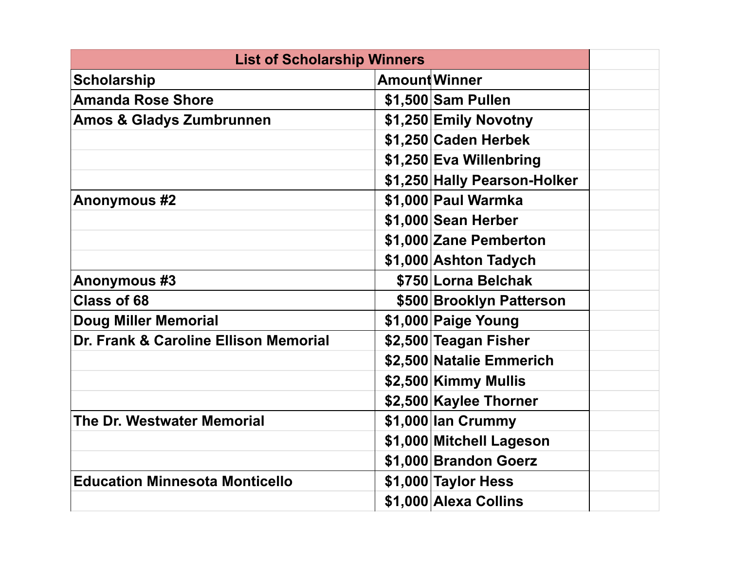| List of Scholarship Winners | | |
|---|---|---|
| **Scholarship** | **Amount** | **Winner** |
| **Amanda Rose Shore** | **$1,500** | **Sam Pullen** |
| **Amos & Gladys Zumbrunnen** | **$1,250** | **Emily Novotny** |
| | **$1,250** | **Caden Herbek** |
| | **$1,250** | **Eva Willenbring** |
| | **$1,250** | **Hally Pearson-Holker** |
| **Anonymous #2** | **$1,000** | **Paul Warmka** |
| | **$1,000** | **Sean Herber** |
| | **$1,000** | **Zane Pemberton** |
| | **$1,000** | **Ashton Tadych** |
| **Anonymous #3** | **$750** | **Lorna Belchak** |
| **Class of 68** | **$500** | **Brooklyn Patterson** |
| **Doug Miller Memorial** | **$1,000** | **Paige Young** |
| **Dr. Frank & Caroline Ellison Memorial** | **$2,500** | **Teagan Fisher** |
| | **$2,500** | **Natalie Emmerich** |
| | **$2,500** | **Kimmy Mullis** |
| | **$2,500** | **Kaylee Thorner** |
| **The Dr. Westwater Memorial** | **$1,000** | **Ian Crummy** |
| | **$1,000** | **Mitchell Lageson** |
| | **$1,000** | **Brandon Goerz** |
| **Education Minnesota Monticello** | **$1,000** | **Taylor Hess** |
| | **$1,000** | **Alexa Collins** |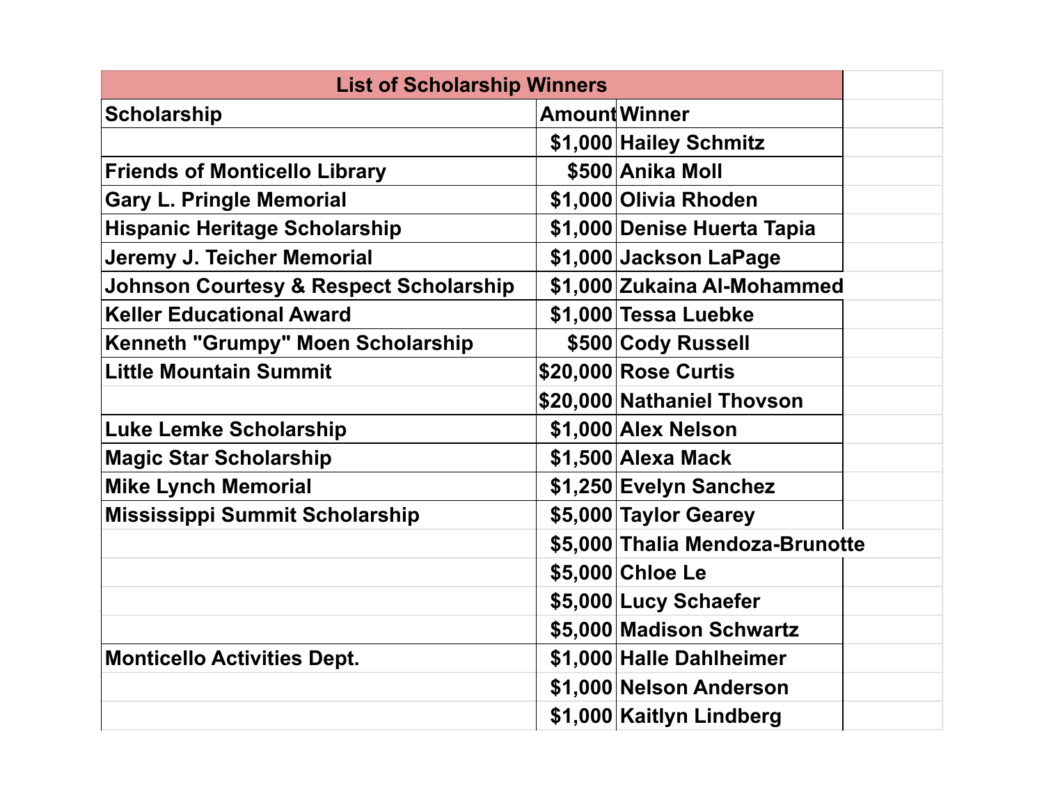| List of Scholarship Winners | | |
|---|---|---|
| **Scholarship** | **Amount** | **Winner** |
| | $1,000 | Hailey Schmitz |
| Friends of Monticello Library | $500 | Anika Moll |
| Gary L. Pringle Memorial | $1,000 | Olivia Rhoden |
| Hispanic Heritage Scholarship | $1,000 | Denise Huerta Tapia |
| Jeremy J. Teicher Memorial | $1,000 | Jackson LaPage |
| Johnson Courtesy & Respect Scholarship | $1,000 | Zukaina Al-Mohammed |
| Keller Educational Award | $1,000 | Tessa Luebke |
| Kenneth "Grumpy" Moen Scholarship | $500 | Cody Russell |
| Little Mountain Summit | $20,000 | Rose Curtis |
| | $20,000 | Nathaniel Thovson |
| Luke Lemke Scholarship | $1,000 | Alex Nelson |
| Magic Star Scholarship | $1,500 | Alexa Mack |
| Mike Lynch Memorial | $1,250 | Evelyn Sanchez |
| Mississippi Summit Scholarship | $5,000 | Taylor Gearey |
| | $5,000 | Thalia Mendoza-Brunotte |
| | $5,000 | Chloe Le |
| | $5,000 | Lucy Schaefer |
| | $5,000 | Madison Schwartz |
| Monticello Activities Dept. | $1,000 | Halle Dahlheimer |
| | $1,000 | Nelson Anderson |
| | $1,000 | Kaitlyn Lindberg |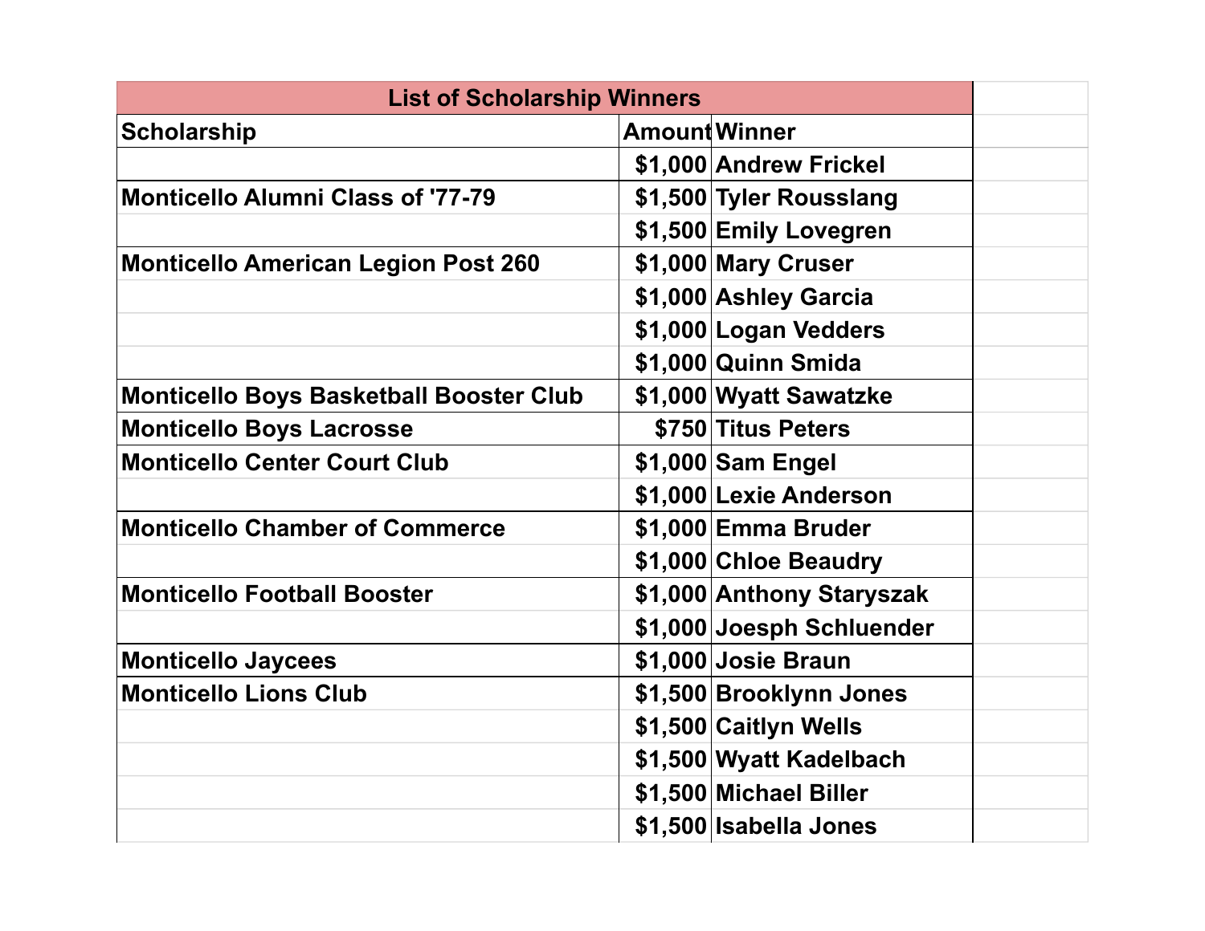| List of Scholarship Winners | | |
|---|---|---|
| **Scholarship** | **Amount** | **Winner** |
| | $1,000 | Andrew Frickel |
| Monticello Alumni Class of '77-79 | $1,500 | Tyler Rousslang |
| | $1,500 | Emily Lovegren |
| Monticello American Legion Post 260 | $1,000 | Mary Cruser |
| | $1,000 | Ashley Garcia |
| | $1,000 | Logan Vedders |
| | $1,000 | Quinn Smida |
| Monticello Boys Basketball Booster Club | $1,000 | Wyatt Sawatzke |
| Monticello Boys Lacrosse | $750 | Titus Peters |
| Monticello Center Court Club | $1,000 | Sam Engel |
| | $1,000 | Lexie Anderson |
| Monticello Chamber of Commerce | $1,000 | Emma Bruder |
| | $1,000 | Chloe Beaudry |
| Monticello Football Booster | $1,000 | Anthony Staryszak |
| | $1,000 | Joesph Schluender |
| Monticello Jaycees | $1,000 | Josie Braun |
| Monticello Lions Club | $1,500 | Brooklynn Jones |
| | $1,500 | Caitlyn Wells |
| | $1,500 | Wyatt Kadelbach |
| | $1,500 | Michael Biller |
| | $1,500 | Isabella Jones |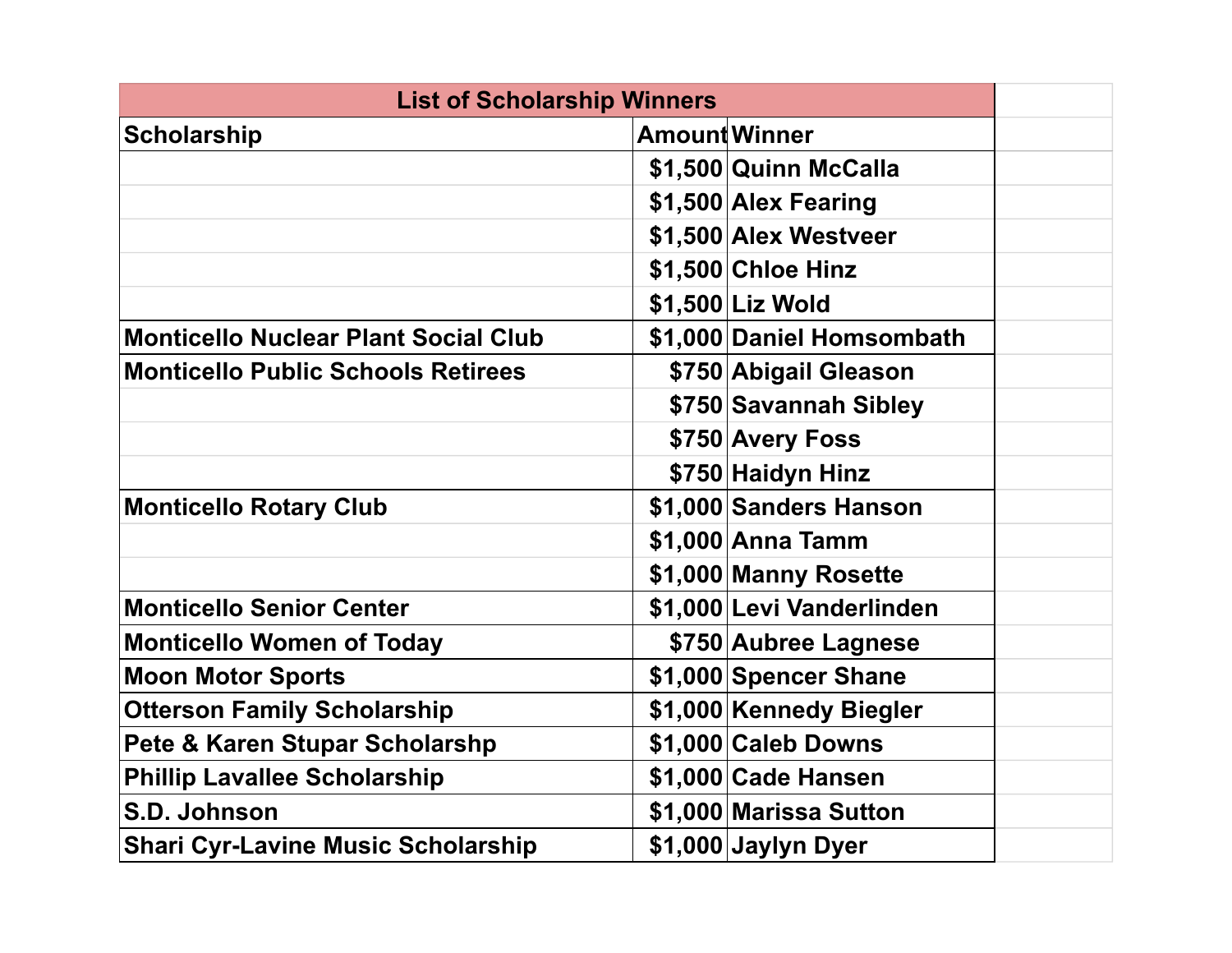| List of Scholarship Winners | | |
|---|---|---|
| **Scholarship** | **Amount** | **Winner** |
| | $1,500 | Quinn McCalla |
| | $1,500 | Alex Fearing |
| | $1,500 | Alex Westveer |
| | $1,500 | Chloe Hinz |
| | $1,500 | Liz Wold |
| Monticello Nuclear Plant Social Club | $1,000 | Daniel Homsombath |
| Monticello Public Schools Retirees | $750 | Abigail Gleason |
| | $750 | Savannah Sibley |
| | $750 | Avery Foss |
| | $750 | Haidyn Hinz |
| Monticello Rotary Club | $1,000 | Sanders Hanson |
| | $1,000 | Anna Tamm |
| | $1,000 | Manny Rosette |
| Monticello Senior Center | $1,000 | Levi Vanderlinden |
| Monticello Women of Today | $750 | Aubree Lagnese |
| Moon Motor Sports | $1,000 | Spencer Shane |
| Otterson Family Scholarship | $1,000 | Kennedy Biegler |
| Pete & Karen Stupar Scholarshp | $1,000 | Caleb Downs |
| Phillip Lavallee Scholarship | $1,000 | Cade Hansen |
| S.D. Johnson | $1,000 | Marissa Sutton |
| Shari Cyr-Lavine Music Scholarship | $1,000 | Jaylyn Dyer |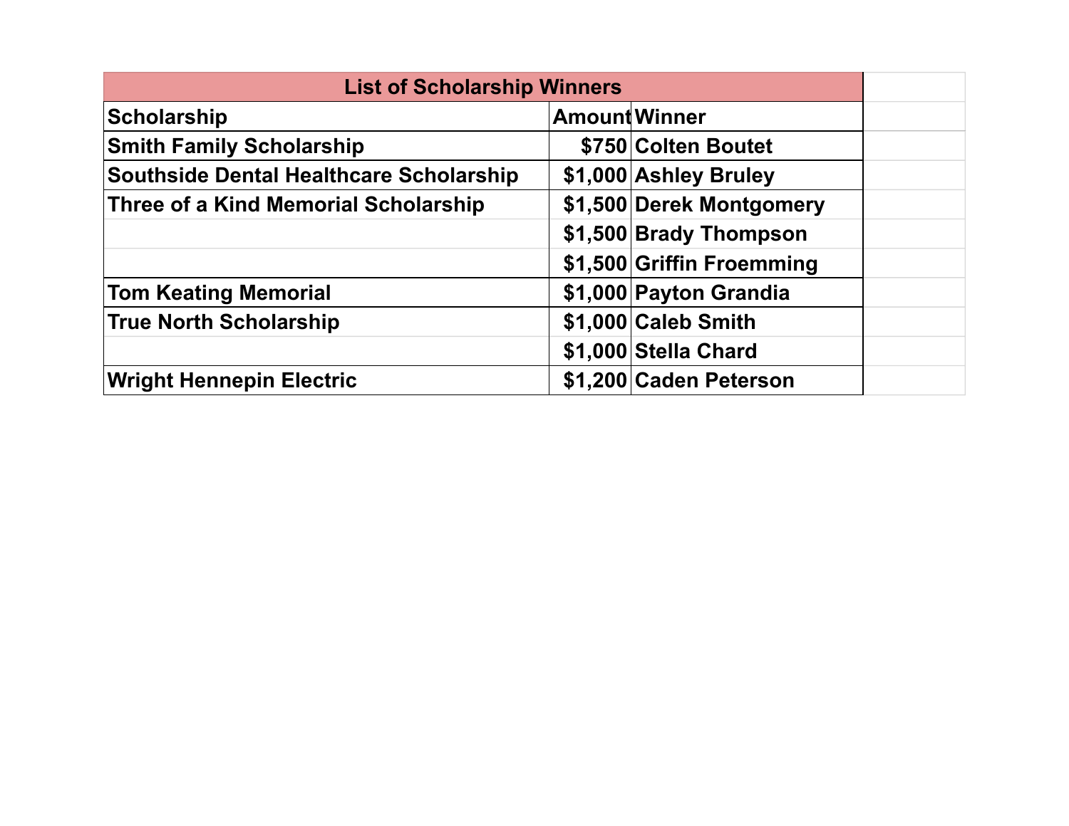| List of Scholarship Winners | | |
|---|---|---|
| **Scholarship** | **Amount** | **Winner** |
| **Smith Family Scholarship** | **$750** | **Colten Boutet** |
| **Southside Dental Healthcare Scholarship** | **$1,000** | **Ashley Bruley** |
| **Three of a Kind Memorial Scholarship** | **$1,500** | **Derek Montgomery** |
| | **$1,500** | **Brady Thompson** |
| | **$1,500** | **Griffin Froemming** |
| **Tom Keating Memorial** | **$1,000** | **Payton Grandia** |
| **True North Scholarship** | **$1,000** | **Caleb Smith** |
| | **$1,000** | **Stella Chard** |
| **Wright Hennepin Electric** | **$1,200** | **Caden Peterson** |